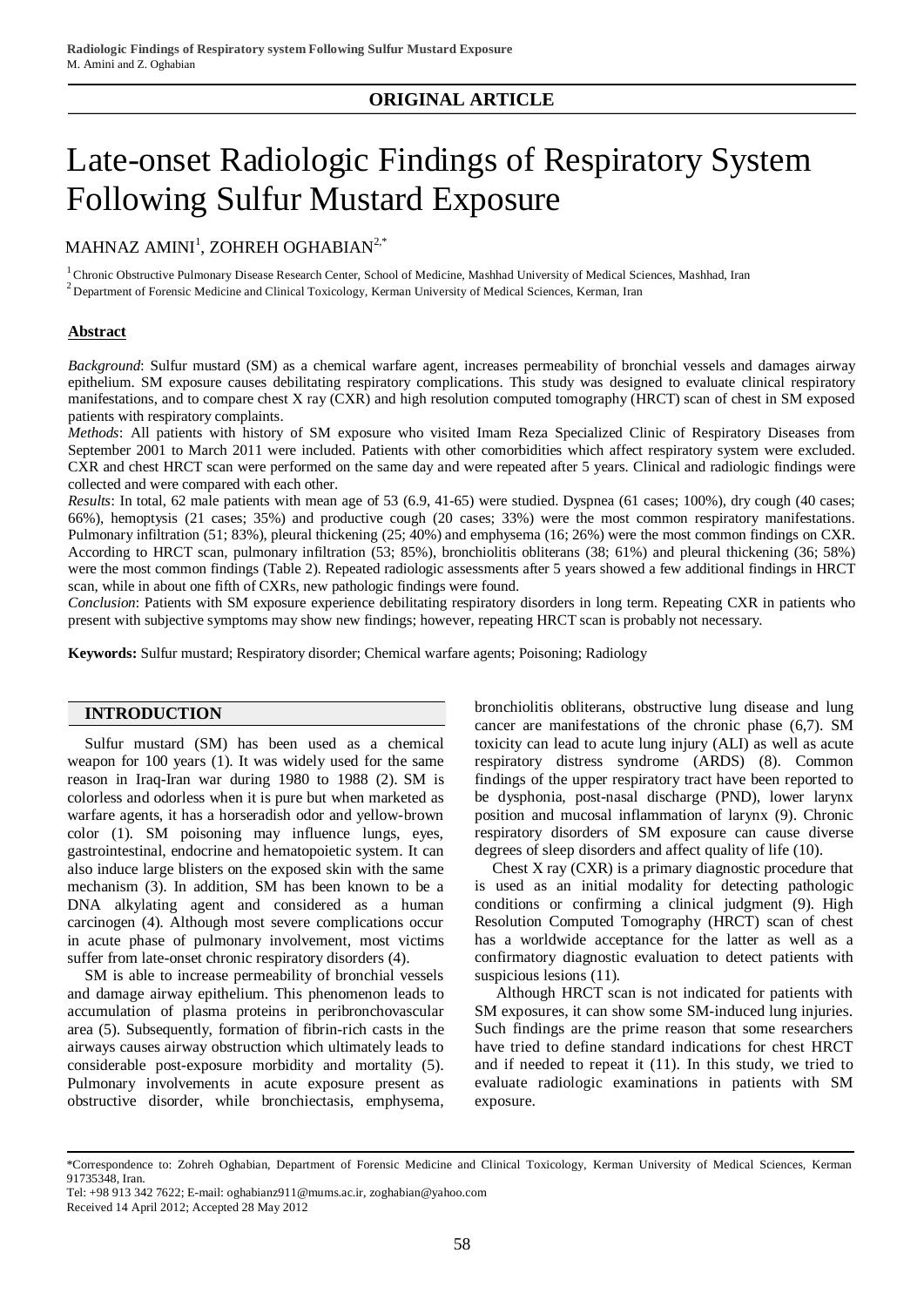**ORIGINAL ARTICLE**

# Late-onset Radiologic Findings of Respiratory System Following Sulfur Mustard Exposure

MAHNAZ AMINI[1], ZOHREH OGHABIAN[2,*]

[1] Chronic Obstructive Pulmonary Disease Research Center, School of Medicine, Mashhad University of Medical Sciences, Mashhad, Iran

[2] Department of Forensic Medicine and Clinical Toxicology, Kerman University of Medical Sciences, Kerman, Iran

## Abstract

*Background*: Sulfur mustard (SM) as a chemical warfare agent, increases permeability of bronchial vessels and damages airway epithelium. SM exposure causes debilitating respiratory complications. This study was designed to evaluate clinical respiratory manifestations, and to compare chest X ray (CXR) and high resolution computed tomography (HRCT) scan of chest in SM exposed patients with respiratory complaints.

*Methods*: All patients with history of SM exposure who visited Imam Reza Specialized Clinic of Respiratory Diseases from September 2001 to March 2011 were included. Patients with other comorbidities which affect respiratory system were excluded. CXR and chest HRCT scan were performed on the same day and were repeated after 5 years. Clinical and radiologic findings were collected and were compared with each other.

*Results*: In total, 62 male patients with mean age of 53 (6.9, 41-65) were studied. Dyspnea (61 cases; 100%), dry cough (40 cases; 66%), hemoptysis (21 cases; 35%) and productive cough (20 cases; 33%) were the most common respiratory manifestations. Pulmonary infiltration (51; 83%), pleural thickening (25; 40%) and emphysema (16; 26%) were the most common findings on CXR. According to HRCT scan, pulmonary infiltration (53; 85%), bronchiolitis obliterans (38; 61%) and pleural thickening (36; 58%) were the most common findings (Table 2). Repeated radiologic assessments after 5 years showed a few additional findings in HRCT scan, while in about one fifth of CXRs, new pathologic findings were found.

*Conclusion*: Patients with SM exposure experience debilitating respiratory disorders in long term. Repeating CXR in patients who present with subjective symptoms may show new findings; however, repeating HRCT scan is probably not necessary.

**Keywords:** Sulfur mustard; Respiratory disorder; Chemical warfare agents; Poisoning; Radiology

## INTRODUCTION

Sulfur mustard (SM) has been used as a chemical weapon for 100 years (1). It was widely used for the same reason in Iraq-Iran war during 1980 to 1988 (2). SM is colorless and odorless when it is pure but when marketed as warfare agents, it has a horseradish odor and yellow-brown color (1). SM poisoning may influence lungs, eyes, gastrointestinal, endocrine and hematopoietic system. It can also induce large blisters on the exposed skin with the same mechanism (3). In addition, SM has been known to be a DNA alkylating agent and considered as a human carcinogen (4). Although most severe complications occur in acute phase of pulmonary involvement, most victims suffer from late-onset chronic respiratory disorders (4).

SM is able to increase permeability of bronchial vessels and damage airway epithelium. This phenomenon leads to accumulation of plasma proteins in peribronchovascular area (5). Subsequently, formation of fibrin-rich casts in the airways causes airway obstruction which ultimately leads to considerable post-exposure morbidity and mortality (5). Pulmonary involvements in acute exposure present as obstructive disorder, while bronchiectasis, emphysema, bronchiolitis obliterans, obstructive lung disease and lung cancer are manifestations of the chronic phase (6,7). SM toxicity can lead to acute lung injury (ALI) as well as acute respiratory distress syndrome (ARDS) (8). Common findings of the upper respiratory tract have been reported to be dysphonia, post-nasal discharge (PND), lower larynx position and mucosal inflammation of larynx (9). Chronic respiratory disorders of SM exposure can cause diverse degrees of sleep disorders and affect quality of life (10).

Chest X ray (CXR) is a primary diagnostic procedure that is used as an initial modality for detecting pathologic conditions or confirming a clinical judgment (9). High Resolution Computed Tomography (HRCT) scan of chest has a worldwide acceptance for the latter as well as a confirmatory diagnostic evaluation to detect patients with suspicious lesions (11).

Although HRCT scan is not indicated for patients with SM exposures, it can show some SM-induced lung injuries. Such findings are the prime reason that some researchers have tried to define standard indications for chest HRCT and if needed to repeat it (11). In this study, we tried to evaluate radiologic examinations in patients with SM exposure.

---

*Correspondence to: Zohreh Oghabian, Department of Forensic Medicine and Clinical Toxicology, Kerman University of Medical Sciences, Kerman 91735348, Iran.

Tel: +98 913 342 7622; E-mail: oghabianz911@mums.ac.ir, zoghabian@yahoo.com

Received 14 April 2012; Accepted 28 May 2012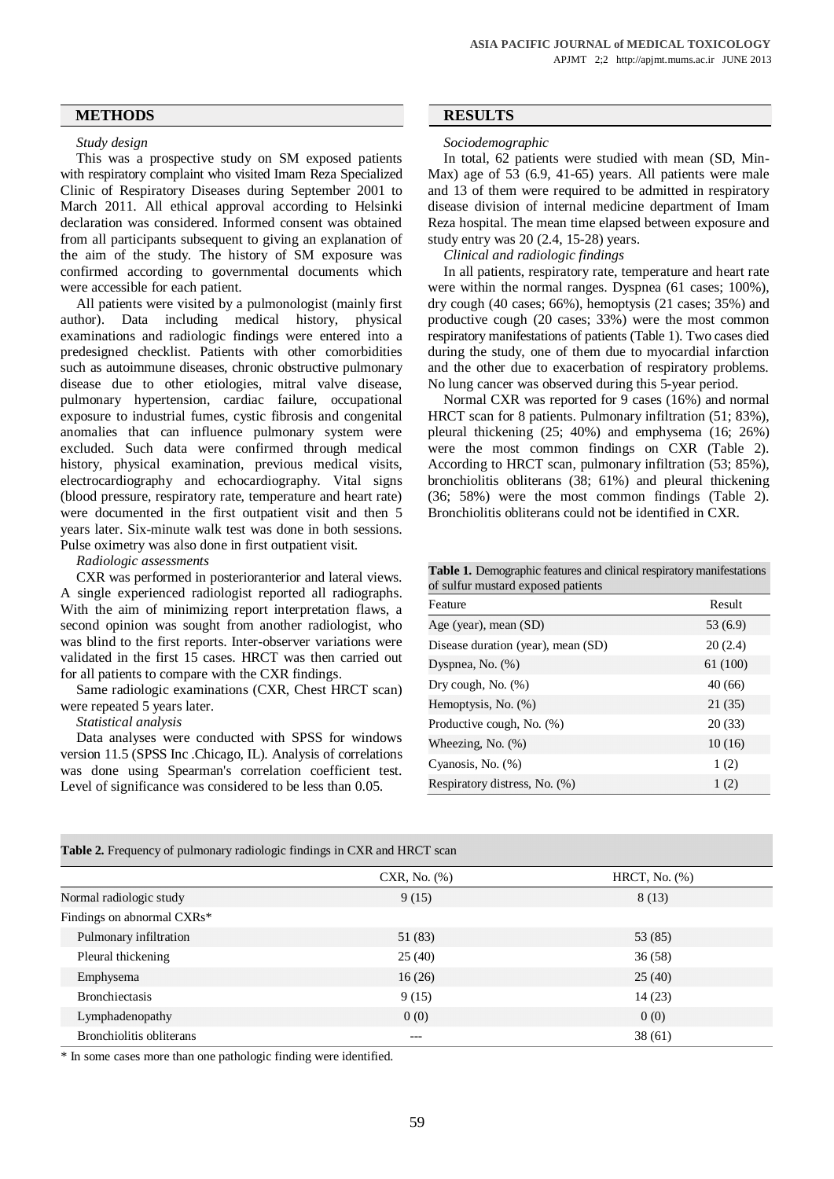## METHODS

*Study design*

This was a prospective study on SM exposed patients with respiratory complaint who visited Imam Reza Specialized Clinic of Respiratory Diseases during September 2001 to March 2011. All ethical approval according to Helsinki declaration was considered. Informed consent was obtained from all participants subsequent to giving an explanation of the aim of the study. The history of SM exposure was confirmed according to governmental documents which were accessible for each patient.

All patients were visited by a pulmonologist (mainly first author). Data including medical history, physical examinations and radiologic findings were entered into a predesigned checklist. Patients with other comorbidities such as autoimmune diseases, chronic obstructive pulmonary disease due to other etiologies, mitral valve disease, pulmonary hypertension, cardiac failure, occupational exposure to industrial fumes, cystic fibrosis and congenital anomalies that can influence pulmonary system were excluded. Such data were confirmed through medical history, physical examination, previous medical visits, electrocardiography and echocardiography. Vital signs (blood pressure, respiratory rate, temperature and heart rate) were documented in the first outpatient visit and then 5 years later. Six-minute walk test was done in both sessions. Pulse oximetry was also done in first outpatient visit.

*Radiologic assessments*

CXR was performed in posterioranterior and lateral views. A single experienced radiologist reported all radiographs. With the aim of minimizing report interpretation flaws, a second opinion was sought from another radiologist, who was blind to the first reports. Inter-observer variations were validated in the first 15 cases. HRCT was then carried out for all patients to compare with the CXR findings.

Same radiologic examinations (CXR, Chest HRCT scan) were repeated 5 years later.

*Statistical analysis*

Data analyses were conducted with SPSS for windows version 11.5 (SPSS Inc .Chicago, IL). Analysis of correlations was done using Spearman's correlation coefficient test. Level of significance was considered to be less than 0.05.

## RESULTS

*Sociodemographic*

In total, 62 patients were studied with mean (SD, Min-Max) age of 53 (6.9, 41-65) years. All patients were male and 13 of them were required to be admitted in respiratory disease division of internal medicine department of Imam Reza hospital. The mean time elapsed between exposure and study entry was 20 (2.4, 15-28) years.

*Clinical and radiologic findings*

In all patients, respiratory rate, temperature and heart rate were within the normal ranges. Dyspnea (61 cases; 100%), dry cough (40 cases; 66%), hemoptysis (21 cases; 35%) and productive cough (20 cases; 33%) were the most common respiratory manifestations of patients (Table 1). Two cases died during the study, one of them due to myocardial infarction and the other due to exacerbation of respiratory problems. No lung cancer was observed during this 5-year period.

Normal CXR was reported for 9 cases (16%) and normal HRCT scan for 8 patients. Pulmonary infiltration (51; 83%), pleural thickening (25; 40%) and emphysema (16; 26%) were the most common findings on CXR (Table 2). According to HRCT scan, pulmonary infiltration (53; 85%), bronchiolitis obliterans (38; 61%) and pleural thickening (36; 58%) were the most common findings (Table 2). Bronchiolitis obliterans could not be identified in CXR.

**Table 1.** Demographic features and clinical respiratory manifestations of sulfur mustard exposed patients

| Feature | Result |
|---|---|
| Age (year), mean (SD) | 53 (6.9) |
| Disease duration (year), mean (SD) | 20 (2.4) |
| Dyspnea, No. (%) | 61 (100) |
| Dry cough, No. (%) | 40 (66) |
| Hemoptysis, No. (%) | 21 (35) |
| Productive cough, No. (%) | 20 (33) |
| Wheezing, No. (%) | 10 (16) |
| Cyanosis, No. (%) | 1 (2) |
| Respiratory distress, No. (%) | 1 (2) |

**Table 2.** Frequency of pulmonary radiologic findings in CXR and HRCT scan

| | CXR, No. (%) | HRCT, No. (%) |
|---|---|---|
| Normal radiologic study | 9 (15) | 8 (13) |
| Findings on abnormal CXRs* | | |
| Pulmonary infiltration | 51 (83) | 53 (85) |
| Pleural thickening | 25 (40) | 36 (58) |
| Emphysema | 16 (26) | 25 (40) |
| Bronchiectasis | 9 (15) | 14 (23) |
| Lymphadenopathy | 0 (0) | 0 (0) |
| Bronchiolitis obliterans | --- | 38 (61) |

* In some cases more than one pathologic finding were identified.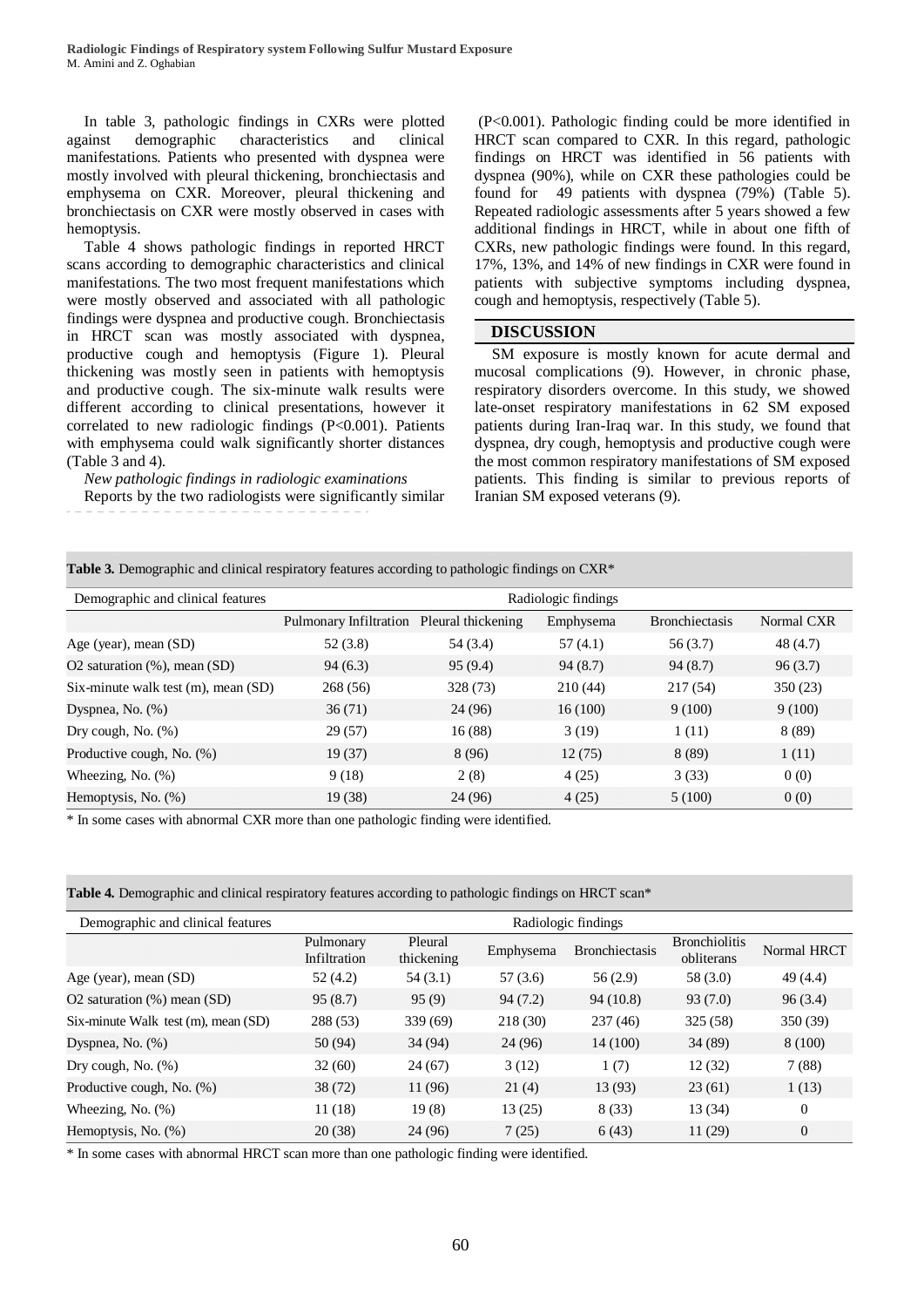In table 3, pathologic findings in CXRs were plotted against demographic characteristics and clinical manifestations. Patients who presented with dyspnea were mostly involved with pleural thickening, bronchiectasis and emphysema on CXR. Moreover, pleural thickening and bronchiectasis on CXR were mostly observed in cases with hemoptysis.

Table 4 shows pathologic findings in reported HRCT scans according to demographic characteristics and clinical manifestations. The two most frequent manifestations which were mostly observed and associated with all pathologic findings were dyspnea and productive cough. Bronchiectasis in HRCT scan was mostly associated with dyspnea, productive cough and hemoptysis (Figure 1). Pleural thickening was mostly seen in patients with hemoptysis and productive cough. The six-minute walk results were different according to clinical presentations, however it correlated to new radiologic findings (P<0.001). Patients with emphysema could walk significantly shorter distances (Table 3 and 4).

*New pathologic findings in radiologic examinations*

Reports by the two radiologists were significantly similar (P<0.001). Pathologic finding could be more identified in HRCT scan compared to CXR. In this regard, pathologic findings on HRCT was identified in 56 patients with dyspnea (90%), while on CXR these pathologies could be found for 49 patients with dyspnea (79%) (Table 5). Repeated radiologic assessments after 5 years showed a few additional findings in HRCT, while in about one fifth of CXRs, new pathologic findings were found. In this regard, 17%, 13%, and 14% of new findings in CXR were found in patients with subjective symptoms including dyspnea, cough and hemoptysis, respectively (Table 5).

## DISCUSSION

SM exposure is mostly known for acute dermal and mucosal complications (9). However, in chronic phase, respiratory disorders overcome. In this study, we showed late-onset respiratory manifestations in 62 SM exposed patients during Iran-Iraq war. In this study, we found that dyspnea, dry cough, hemoptysis and productive cough were the most common respiratory manifestations of SM exposed patients. This finding is similar to previous reports of Iranian SM exposed veterans (9).

**Table 3.** Demographic and clinical respiratory features according to pathologic findings on CXR*

| Demographic and clinical features | Radiologic findings | | | | |
|---|---|---|---|---|---|
| | Pulmonary Infiltration | Pleural thickening | Emphysema | Bronchiectasis | Normal CXR |
| Age (year), mean (SD) | 52 (3.8) | 54 (3.4) | 57 (4.1) | 56 (3.7) | 48 (4.7) |
| O2 saturation (%), mean (SD) | 94 (6.3) | 95 (9.4) | 94 (8.7) | 94 (8.7) | 96 (3.7) |
| Six-minute walk test (m), mean (SD) | 268 (56) | 328 (73) | 210 (44) | 217 (54) | 350 (23) |
| Dyspnea, No. (%) | 36 (71) | 24 (96) | 16 (100) | 9 (100) | 9 (100) |
| Dry cough, No. (%) | 29 (57) | 16 (88) | 3 (19) | 1 (11) | 8 (89) |
| Productive cough, No. (%) | 19 (37) | 8 (96) | 12 (75) | 8 (89) | 1 (11) |
| Wheezing, No. (%) | 9 (18) | 2 (8) | 4 (25) | 3 (33) | 0 (0) |
| Hemoptysis, No. (%) | 19 (38) | 24 (96) | 4 (25) | 5 (100) | 0 (0) |

\* In some cases with abnormal CXR more than one pathologic finding were identified.

**Table 4.** Demographic and clinical respiratory features according to pathologic findings on HRCT scan*

| Demographic and clinical features | Radiologic findings | | | | | |
|---|---|---|---|---|---|---|
| | Pulmonary Infiltration | Pleural thickening | Emphysema | Bronchiectasis | Bronchiolitis obliterans | Normal HRCT |
| Age (year), mean (SD) | 52 (4.2) | 54 (3.1) | 57 (3.6) | 56 (2.9) | 58 (3.0) | 49 (4.4) |
| O2 saturation (%) mean (SD) | 95 (8.7) | 95 (9) | 94 (7.2) | 94 (10.8) | 93 (7.0) | 96 (3.4) |
| Six-minute Walk test (m), mean (SD) | 288 (53) | 339 (69) | 218 (30) | 237 (46) | 325 (58) | 350 (39) |
| Dyspnea, No. (%) | 50 (94) | 34 (94) | 24 (96) | 14 (100) | 34 (89) | 8 (100) |
| Dry cough, No. (%) | 32 (60) | 24 (67) | 3 (12) | 1 (7) | 12 (32) | 7 (88) |
| Productive cough, No. (%) | 38 (72) | 11 (96) | 21 (4) | 13 (93) | 23 (61) | 1 (13) |
| Wheezing, No. (%) | 11 (18) | 19 (8) | 13 (25) | 8 (33) | 13 (34) | 0 |
| Hemoptysis, No. (%) | 20 (38) | 24 (96) | 7 (25) | 6 (43) | 11 (29) | 0 |

\* In some cases with abnormal HRCT scan more than one pathologic finding were identified.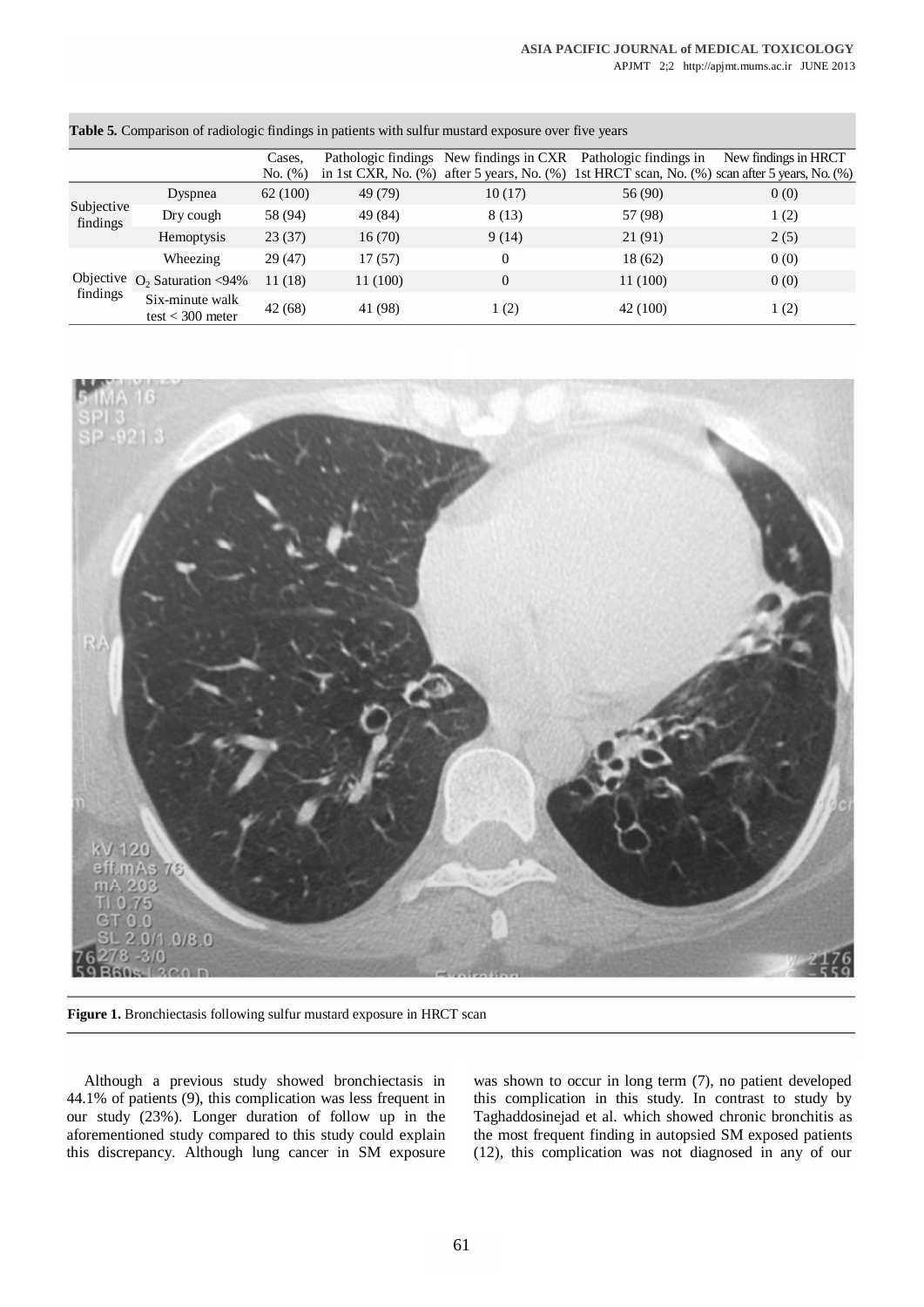**Table 5.** Comparison of radiologic findings in patients with sulfur mustard exposure over five years

| | | Cases, No. (%) | Pathologic findings in 1st CXR, No. (%) | New findings in CXR after 5 years, No. (%) | Pathologic findings in 1st HRCT scan, No. (%) | New findings in HRCT scan after 5 years, No. (%) |
|---|---|---|---|---|---|---|
| Subjective findings | Dyspnea | 62 (100) | 49 (79) | 10 (17) | 56 (90) | 0 (0) |
| | Dry cough | 58 (94) | 49 (84) | 8 (13) | 57 (98) | 1 (2) |
| | Hemoptysis | 23 (37) | 16 (70) | 9 (14) | 21 (91) | 2 (5) |
| Objective findings | Wheezing | 29 (47) | 17 (57) | 0 | 18 (62) | 0 (0) |
| | $O_2$ Saturation <94% | 11 (18) | 11 (100) | 0 | 11 (100) | 0 (0) |
| | Six-minute walk test < 300 meter | 42 (68) | 41 (98) | 1 (2) | 42 (100) | 1 (2) |

**Figure 1.** Bronchiectasis following sulfur mustard exposure in HRCT scan

Although a previous study showed bronchiectasis in 44.1% of patients (9), this complication was less frequent in our study (23%). Longer duration of follow up in the aforementioned study compared to this study could explain this discrepancy. Although lung cancer in SM exposure was shown to occur in long term (7), no patient developed this complication in this study. In contrast to study by Taghaddosinejad et al. which showed chronic bronchitis as the most frequent finding in autopsied SM exposed patients (12), this complication was not diagnosed in any of our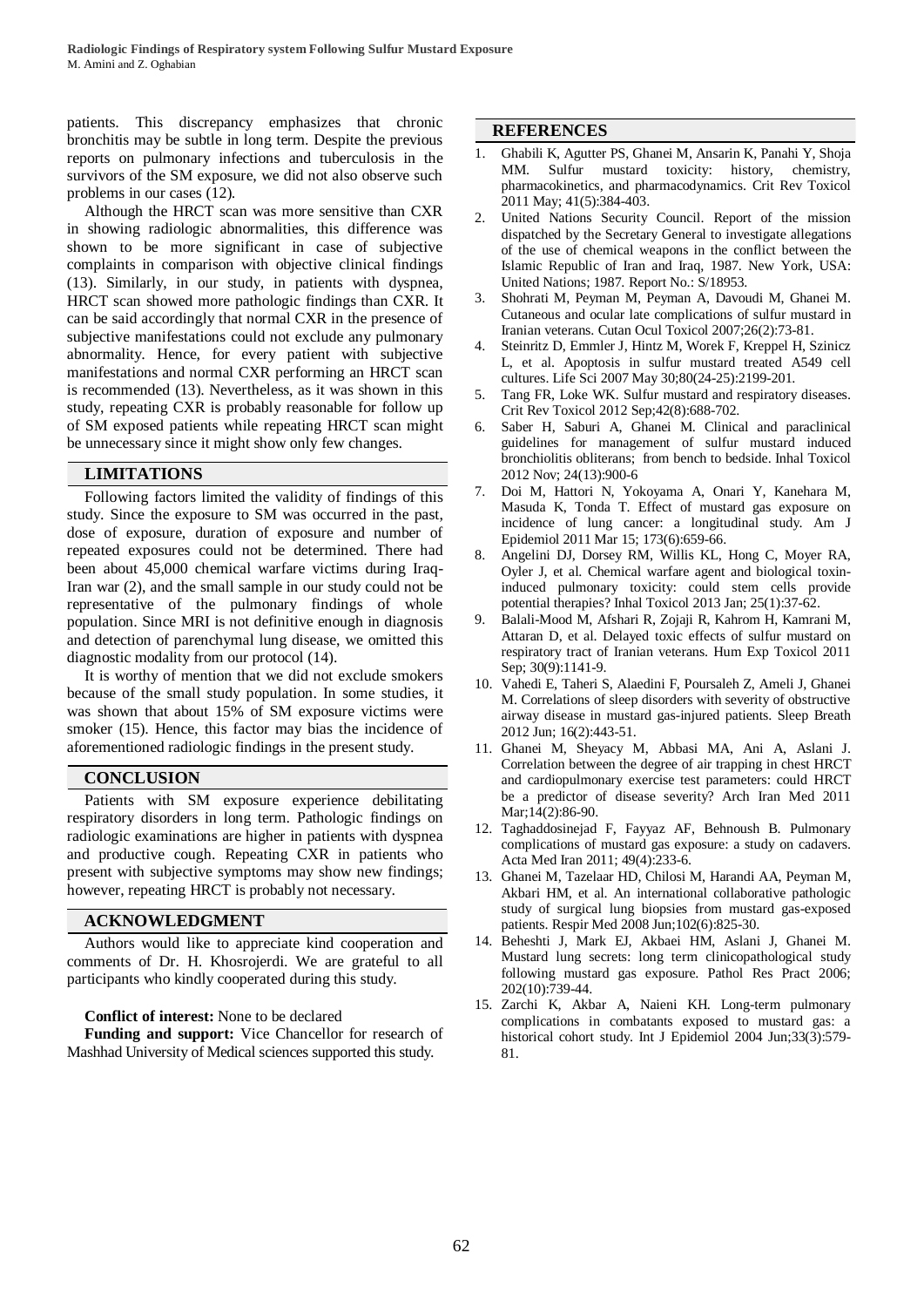patients. This discrepancy emphasizes that chronic bronchitis may be subtle in long term. Despite the previous reports on pulmonary infections and tuberculosis in the survivors of the SM exposure, we did not also observe such problems in our cases (12).

Although the HRCT scan was more sensitive than CXR in showing radiologic abnormalities, this difference was shown to be more significant in case of subjective complaints in comparison with objective clinical findings (13). Similarly, in our study, in patients with dyspnea, HRCT scan showed more pathologic findings than CXR. It can be said accordingly that normal CXR in the presence of subjective manifestations could not exclude any pulmonary abnormality. Hence, for every patient with subjective manifestations and normal CXR performing an HRCT scan is recommended (13). Nevertheless, as it was shown in this study, repeating CXR is probably reasonable for follow up of SM exposed patients while repeating HRCT scan might be unnecessary since it might show only few changes.

## LIMITATIONS

Following factors limited the validity of findings of this study. Since the exposure to SM was occurred in the past, dose of exposure, duration of exposure and number of repeated exposures could not be determined. There had been about 45,000 chemical warfare victims during Iraq-Iran war (2), and the small sample in our study could not be representative of the pulmonary findings of whole population. Since MRI is not definitive enough in diagnosis and detection of parenchymal lung disease, we omitted this diagnostic modality from our protocol (14).

It is worthy of mention that we did not exclude smokers because of the small study population. In some studies, it was shown that about 15% of SM exposure victims were smoker (15). Hence, this factor may bias the incidence of aforementioned radiologic findings in the present study.

## CONCLUSION

Patients with SM exposure experience debilitating respiratory disorders in long term. Pathologic findings on radiologic examinations are higher in patients with dyspnea and productive cough. Repeating CXR in patients who present with subjective symptoms may show new findings; however, repeating HRCT is probably not necessary.

## ACKNOWLEDGMENT

Authors would like to appreciate kind cooperation and comments of Dr. H. Khosrojerdi. We are grateful to all participants who kindly cooperated during this study.

**Conflict of interest:** None to be declared

**Funding and support:** Vice Chancellor for research of Mashhad University of Medical sciences supported this study.

## REFERENCES

1. Ghabili K, Agutter PS, Ghanei M, Ansarin K, Panahi Y, Shoja MM. Sulfur mustard toxicity: history, chemistry, pharmacokinetics, and pharmacodynamics. Crit Rev Toxicol 2011 May; 41(5):384-403.
2. United Nations Security Council. Report of the mission dispatched by the Secretary General to investigate allegations of the use of chemical weapons in the conflict between the Islamic Republic of Iran and Iraq, 1987. New York, USA: United Nations; 1987. Report No.: S/18953.
3. Shohrati M, Peyman M, Peyman A, Davoudi M, Ghanei M. Cutaneous and ocular late complications of sulfur mustard in Iranian veterans. Cutan Ocul Toxicol 2007;26(2):73-81.
4. Steinritz D, Emmler J, Hintz M, Worek F, Kreppel H, Szinicz L, et al. Apoptosis in sulfur mustard treated A549 cell cultures. Life Sci 2007 May 30;80(24-25):2199-201.
5. Tang FR, Loke WK. Sulfur mustard and respiratory diseases. Crit Rev Toxicol 2012 Sep;42(8):688-702.
6. Saber H, Saburi A, Ghanei M. Clinical and paraclinical guidelines for management of sulfur mustard induced bronchiolitis obliterans; from bench to bedside. Inhal Toxicol 2012 Nov; 24(13):900-6
7. Doi M, Hattori N, Yokoyama A, Onari Y, Kanehara M, Masuda K, Tonda T. Effect of mustard gas exposure on incidence of lung cancer: a longitudinal study. Am J Epidemiol 2011 Mar 15; 173(6):659-66.
8. Angelini DJ, Dorsey RM, Willis KL, Hong C, Moyer RA, Oyler J, et al. Chemical warfare agent and biological toxin-induced pulmonary toxicity: could stem cells provide potential therapies? Inhal Toxicol 2013 Jan; 25(1):37-62.
9. Balali-Mood M, Afshari R, Zojaji R, Kahrom H, Kamrani M, Attaran D, et al. Delayed toxic effects of sulfur mustard on respiratory tract of Iranian veterans. Hum Exp Toxicol 2011 Sep; 30(9):1141-9.
10. Vahedi E, Taheri S, Alaedini F, Poursaleh Z, Ameli J, Ghanei M. Correlations of sleep disorders with severity of obstructive airway disease in mustard gas-injured patients. Sleep Breath 2012 Jun; 16(2):443-51.
11. Ghanei M, Sheyacy M, Abbasi MA, Ani A, Aslani J. Correlation between the degree of air trapping in chest HRCT and cardiopulmonary exercise test parameters: could HRCT be a predictor of disease severity? Arch Iran Med 2011 Mar;14(2):86-90.
12. Taghaddosinejad F, Fayyaz AF, Behnoush B. Pulmonary complications of mustard gas exposure: a study on cadavers. Acta Med Iran 2011; 49(4):233-6.
13. Ghanei M, Tazelaar HD, Chilosi M, Harandi AA, Peyman M, Akbari HM, et al. An international collaborative pathologic study of surgical lung biopsies from mustard gas-exposed patients. Respir Med 2008 Jun;102(6):825-30.
14. Beheshti J, Mark EJ, Akbaei HM, Aslani J, Ghanei M. Mustard lung secrets: long term clinicopathological study following mustard gas exposure. Pathol Res Pract 2006; 202(10):739-44.
15. Zarchi K, Akbar A, Naieni KH. Long-term pulmonary complications in combatants exposed to mustard gas: a historical cohort study. Int J Epidemiol 2004 Jun;33(3):579-81.